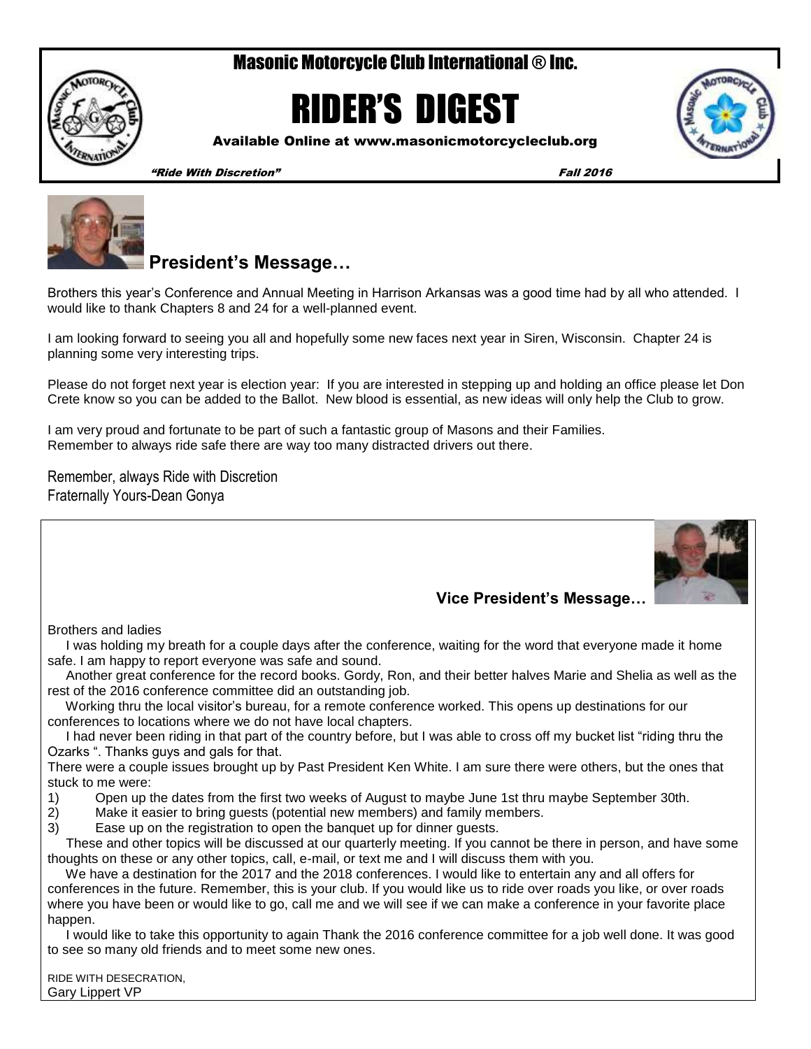# Masonic Motorcycle Club International ® Inc.

# RIDER'S DIGEST

Available Online at www.masonicmotorcycleclub.org

*"Ride With Discretion"* *Fall 2016*

## President's Message…

Brothers this year's Conference and Annual Meeting in Harrison Arkansas was a good time had by all who attended. I would like to thank Chapters 8 and 24 for a well-planned event.

I am looking forward to seeing you all and hopefully some new faces next year in Siren, Wisconsin. Chapter 24 is planning some very interesting trips.

Please do not forget next year is election year: If you are interested in stepping up and holding an office please let Don Crete know so you can be added to the Ballot. New blood is essential, as new ideas will only help the Club to grow.

I am very proud and fortunate to be part of such a fantastic group of Masons and their Families.
Remember to always ride safe there are way too many distracted drivers out there.

Remember, always Ride with Discretion
Fraternally Yours-Dean Gonya

## Vice President's Message…

Brothers and ladies

I was holding my breath for a couple days after the conference, waiting for the word that everyone made it home safe. I am happy to report everyone was safe and sound.

Another great conference for the record books. Gordy, Ron, and their better halves Marie and Shelia as well as the rest of the 2016 conference committee did an outstanding job.

Working thru the local visitor's bureau, for a remote conference worked. This opens up destinations for our conferences to locations where we do not have local chapters.

I had never been riding in that part of the country before, but I was able to cross off my bucket list "riding thru the Ozarks ". Thanks guys and gals for that.

There were a couple issues brought up by Past President Ken White. I am sure there were others, but the ones that stuck to me were:

1) Open up the dates from the first two weeks of August to maybe June 1st thru maybe September 30th.
2) Make it easier to bring guests (potential new members) and family members.
3) Ease up on the registration to open the banquet up for dinner guests.

These and other topics will be discussed at our quarterly meeting. If you cannot be there in person, and have some thoughts on these or any other topics, call, e-mail, or text me and I will discuss them with you.

We have a destination for the 2017 and the 2018 conferences. I would like to entertain any and all offers for conferences in the future. Remember, this is your club. If you would like us to ride over roads you like, or over roads where you have been or would like to go, call me and we will see if we can make a conference in your favorite place happen.

I would like to take this opportunity to again Thank the 2016 conference committee for a job well done. It was good to see so many old friends and to meet some new ones.

RIDE WITH DESECRATION,
Gary Lippert VP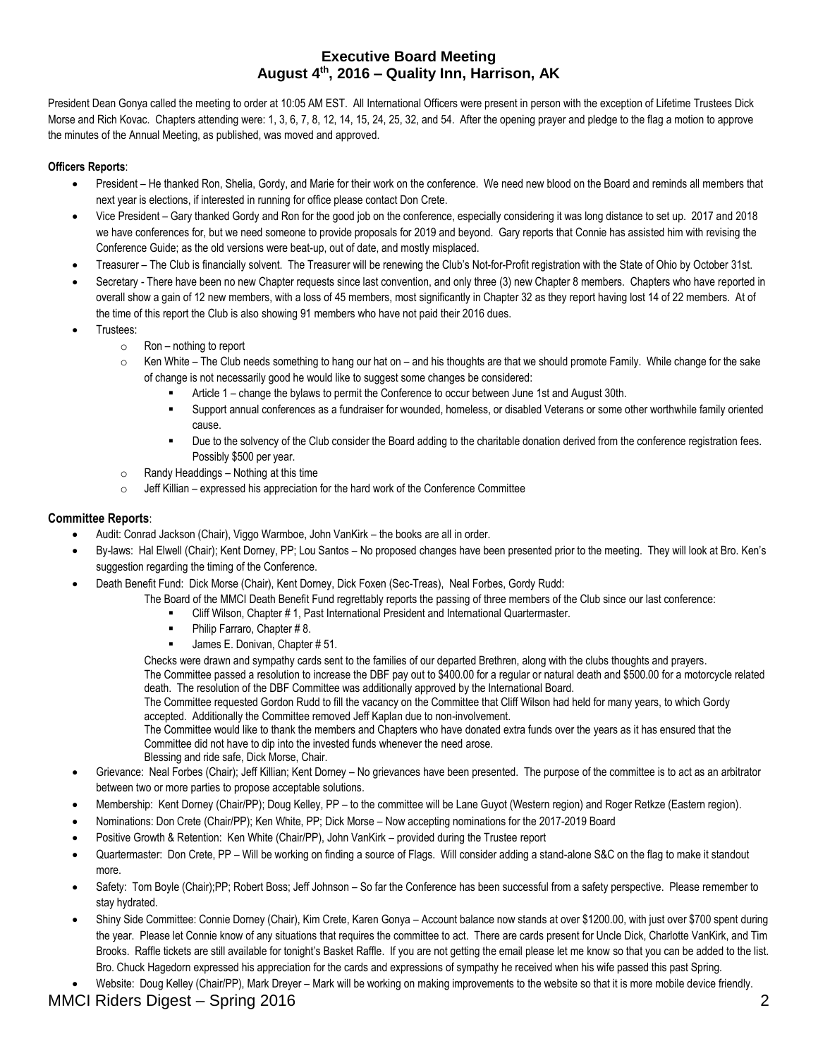## Executive Board Meeting
## August 4th, 2016 – Quality Inn, Harrison, AK

President Dean Gonya called the meeting to order at 10:05 AM EST. All International Officers were present in person with the exception of Lifetime Trustees Dick Morse and Rich Kovac. Chapters attending were: 1, 3, 6, 7, 8, 12, 14, 15, 24, 25, 32, and 54. After the opening prayer and pledge to the flag a motion to approve the minutes of the Annual Meeting, as published, was moved and approved.

**Officers Reports**:

- President – He thanked Ron, Shelia, Gordy, and Marie for their work on the conference. We need new blood on the Board and reminds all members that next year is elections, if interested in running for office please contact Don Crete.
- Vice President – Gary thanked Gordy and Ron for the good job on the conference, especially considering it was long distance to set up. 2017 and 2018 we have conferences for, but we need someone to provide proposals for 2019 and beyond. Gary reports that Connie has assisted him with revising the Conference Guide; as the old versions were beat-up, out of date, and mostly misplaced.
- Treasurer – The Club is financially solvent. The Treasurer will be renewing the Club's Not-for-Profit registration with the State of Ohio by October 31st.
- Secretary - There have been no new Chapter requests since last convention, and only three (3) new Chapter 8 members. Chapters who have reported in overall show a gain of 12 new members, with a loss of 45 members, most significantly in Chapter 32 as they report having lost 14 of 22 members. At of the time of this report the Club is also showing 91 members who have not paid their 2016 dues.
- Trustees:
  - Ron – nothing to report
  - Ken White – The Club needs something to hang our hat on – and his thoughts are that we should promote Family. While change for the sake of change is not necessarily good he would like to suggest some changes be considered:
    - Article 1 – change the bylaws to permit the Conference to occur between June 1st and August 30th.
    - Support annual conferences as a fundraiser for wounded, homeless, or disabled Veterans or some other worthwhile family oriented cause.
    - Due to the solvency of the Club consider the Board adding to the charitable donation derived from the conference registration fees. Possibly $500 per year.
  - Randy Headdings – Nothing at this time
  - Jeff Killian – expressed his appreciation for the hard work of the Conference Committee

**Committee Reports**:

- Audit: Conrad Jackson (Chair), Viggo Warmboe, John VanKirk – the books are all in order.
- By-laws: Hal Elwell (Chair); Kent Dorney, PP; Lou Santos – No proposed changes have been presented prior to the meeting. They will look at Bro. Ken's suggestion regarding the timing of the Conference.
- Death Benefit Fund: Dick Morse (Chair), Kent Dorney, Dick Foxen (Sec-Treas), Neal Forbes, Gordy Rudd:

  The Board of the MMCI Death Benefit Fund regrettably reports the passing of three members of the Club since our last conference:
    - Cliff Wilson, Chapter # 1, Past International President and International Quartermaster.
    - Philip Farraro, Chapter # 8.
    - James E. Donivan, Chapter # 51.

  Checks were drawn and sympathy cards sent to the families of our departed Brethren, along with the clubs thoughts and prayers.
  The Committee passed a resolution to increase the DBF pay out to $400.00 for a regular or natural death and $500.00 for a motorcycle related death. The resolution of the DBF Committee was additionally approved by the International Board.
  The Committee requested Gordon Rudd to fill the vacancy on the Committee that Cliff Wilson had held for many years, to which Gordy accepted. Additionally the Committee removed Jeff Kaplan due to non-involvement.
  The Committee would like to thank the members and Chapters who have donated extra funds over the years as it has ensured that the Committee did not have to dip into the invested funds whenever the need arose.
  Blessing and ride safe, Dick Morse, Chair.
- Grievance: Neal Forbes (Chair); Jeff Killian; Kent Dorney – No grievances have been presented. The purpose of the committee is to act as an arbitrator between two or more parties to propose acceptable solutions.
- Membership: Kent Dorney (Chair/PP); Doug Kelley, PP – to the committee will be Lane Guyot (Western region) and Roger Retkze (Eastern region).
- Nominations: Don Crete (Chair/PP); Ken White, PP; Dick Morse – Now accepting nominations for the 2017-2019 Board
- Positive Growth & Retention: Ken White (Chair/PP), John VanKirk – provided during the Trustee report
- Quartermaster: Don Crete, PP – Will be working on finding a source of Flags. Will consider adding a stand-alone S&C on the flag to make it standout more.
- Safety: Tom Boyle (Chair);PP; Robert Boss; Jeff Johnson – So far the Conference has been successful from a safety perspective. Please remember to stay hydrated.
- Shiny Side Committee: Connie Dorney (Chair), Kim Crete, Karen Gonya – Account balance now stands at over $1200.00, with just over $700 spent during the year. Please let Connie know of any situations that requires the committee to act. There are cards present for Uncle Dick, Charlotte VanKirk, and Tim Brooks. Raffle tickets are still available for tonight's Basket Raffle. If you are not getting the email please let me know so that you can be added to the list. Bro. Chuck Hagedorn expressed his appreciation for the cards and expressions of sympathy he received when his wife passed this past Spring.
- Website: Doug Kelley (Chair/PP), Mark Dreyer – Mark will be working on making improvements to the website so that it is more mobile device friendly.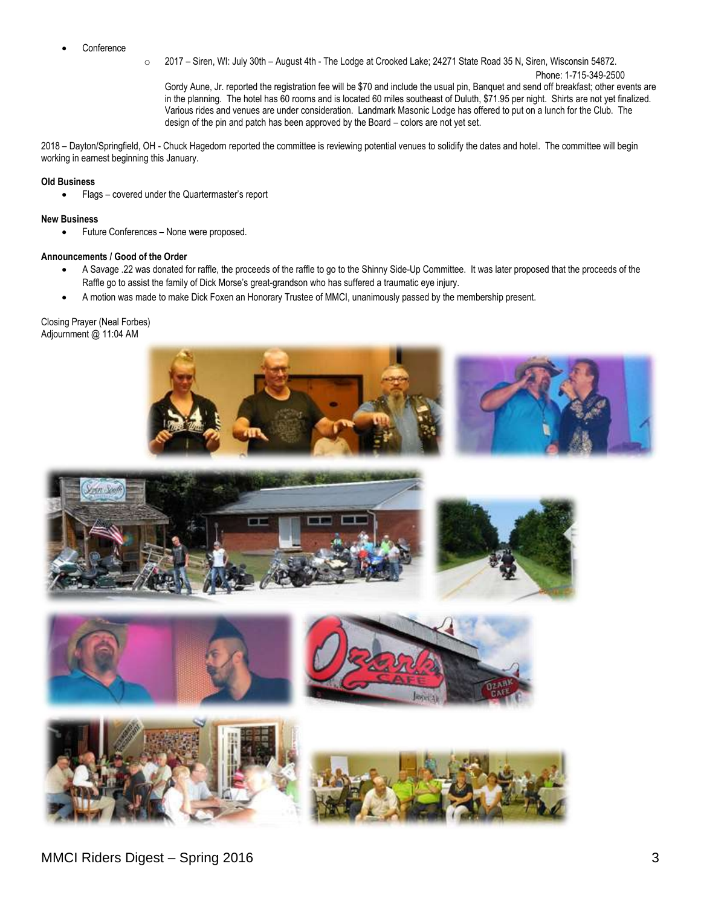- Conference
  - 2017 – Siren, WI: July 30th – August 4th - The Lodge at Crooked Lake; 24271 State Road 35 N, Siren, Wisconsin 54872. Phone: 1-715-349-2500

    Gordy Aune, Jr. reported the registration fee will be $70 and include the usual pin, Banquet and send off breakfast; other events are in the planning. The hotel has 60 rooms and is located 60 miles southeast of Duluth, $71.95 per night. Shirts are not yet finalized. Various rides and venues are under consideration. Landmark Masonic Lodge has offered to put on a lunch for the Club. The design of the pin and patch has been approved by the Board – colors are not yet set.

2018 – Dayton/Springfield, OH - Chuck Hagedorn reported the committee is reviewing potential venues to solidify the dates and hotel. The committee will begin working in earnest beginning this January.

**Old Business**

- Flags – covered under the Quartermaster's report

**New Business**

- Future Conferences – None were proposed.

**Announcements / Good of the Order**

- A Savage .22 was donated for raffle, the proceeds of the raffle to go to the Shinny Side-Up Committee. It was later proposed that the proceeds of the Raffle go to assist the family of Dick Morse's great-grandson who has suffered a traumatic eye injury.
- A motion was made to make Dick Foxen an Honorary Trustee of MMCI, unanimously passed by the membership present.

Closing Prayer (Neal Forbes)
Adjournment @ 11:04 AM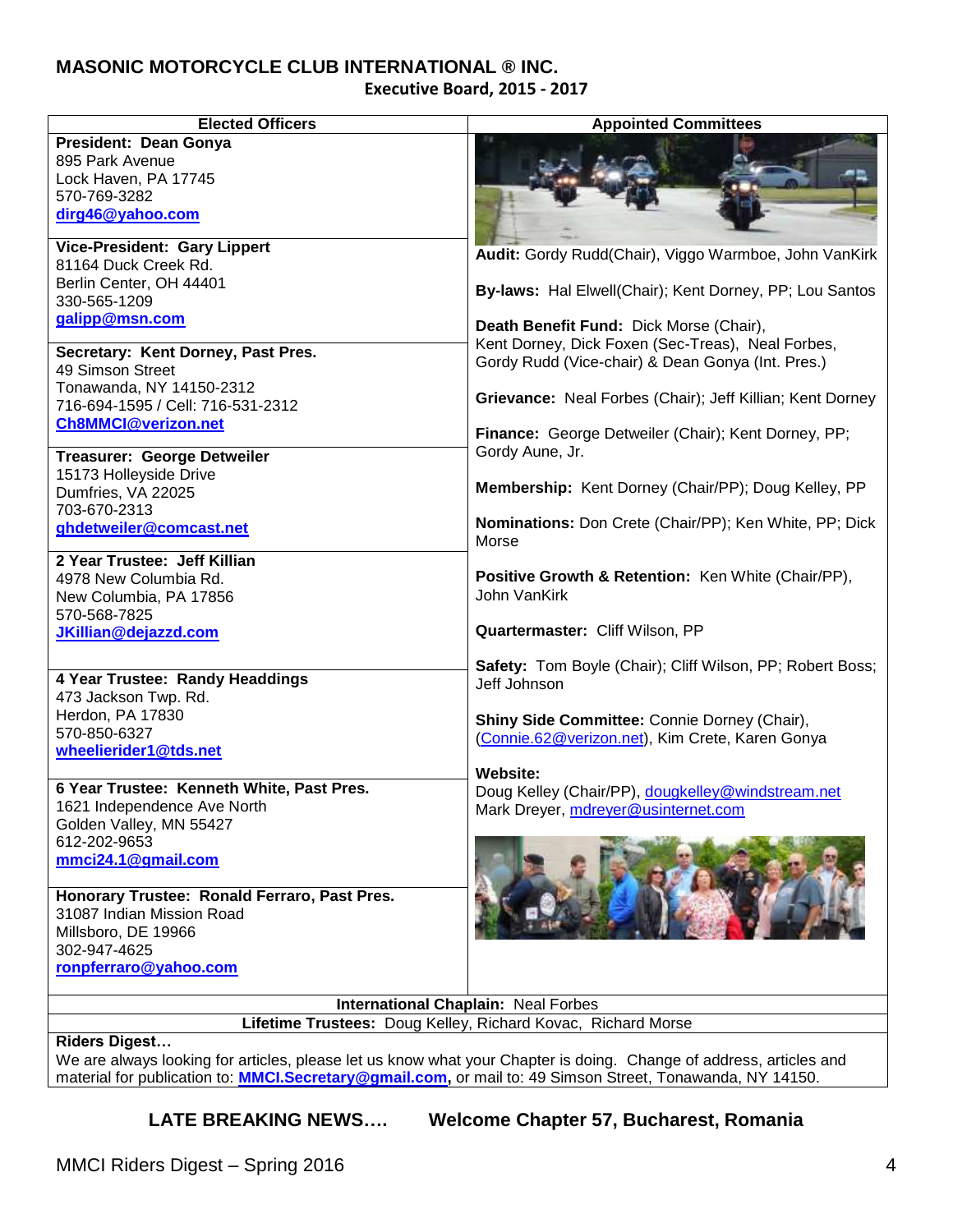**MASONIC MOTORCYCLE CLUB INTERNATIONAL ® INC.**

**Executive Board, 2015 - 2017**

| Elected Officers | Appointed Committees |
|---|---|
| **President: Dean Gonya**<br>895 Park Avenue<br>Lock Haven, PA 17745<br>570-769-3282<br>**dirg46@yahoo.com** | **Audit:** Gordy Rudd(Chair), Viggo Warmboe, John VanKirk |
| **Vice-President: Gary Lippert**<br>81164 Duck Creek Rd.<br>Berlin Center, OH 44401<br>330-565-1209<br>**galipp@msn.com** | **By-laws:** Hal Elwell(Chair); Kent Dorney, PP; Lou Santos<br><br>**Death Benefit Fund:** Dick Morse (Chair), Kent Dorney, Dick Foxen (Sec-Treas), Neal Forbes, Gordy Rudd (Vice-chair) & Dean Gonya (Int. Pres.) |
| **Secretary: Kent Dorney, Past Pres.**<br>49 Simson Street<br>Tonawanda, NY 14150-2312<br>716-694-1595 / Cell: 716-531-2312<br>**Ch8MMCI@verizon.net** | **Grievance:** Neal Forbes (Chair); Jeff Killian; Kent Dorney<br><br>**Finance:** George Detweiler (Chair); Kent Dorney, PP; Gordy Aune, Jr. |
| **Treasurer: George Detweiler**<br>15173 Holleyside Drive<br>Dumfries, VA 22025<br>703-670-2313<br>**ghdetweiler@comcast.net** | **Membership:** Kent Dorney (Chair/PP); Doug Kelley, PP<br><br>**Nominations:** Don Crete (Chair/PP); Ken White, PP; Dick Morse |
| **2 Year Trustee: Jeff Killian**<br>4978 New Columbia Rd.<br>New Columbia, PA 17856<br>570-568-7825<br>**JKillian@dejazzd.com** | **Positive Growth & Retention:** Ken White (Chair/PP), John VanKirk<br><br>**Quartermaster:** Cliff Wilson, PP |
| **4 Year Trustee: Randy Headdings**<br>473 Jackson Twp. Rd.<br>Herdon, PA 17830<br>570-850-6327<br>**wheelierider1@tds.net** | **Safety:** Tom Boyle (Chair); Cliff Wilson, PP; Robert Boss; Jeff Johnson<br><br>**Shiny Side Committee:** Connie Dorney (Chair), (Connie.62@verizon.net), Kim Crete, Karen Gonya |
| **6 Year Trustee: Kenneth White, Past Pres.**<br>1621 Independence Ave North<br>Golden Valley, MN 55427<br>612-202-9653<br>**mmci24.1@gmail.com** | **Website:**<br>Doug Kelley (Chair/PP), dougkelley@windstream.net<br>Mark Dreyer, mdreyer@usinternet.com |
| **Honorary Trustee: Ronald Ferraro, Past Pres.**<br>31087 Indian Mission Road<br>Millsboro, DE 19966<br>302-947-4625<br>**ronpferraro@yahoo.com** | |

**International Chaplain:** Neal Forbes

**Lifetime Trustees:** Doug Kelley, Richard Kovac, Richard Morse

**Riders Digest…**
We are always looking for articles, please let us know what your Chapter is doing. Change of address, articles and material for publication to: **MMCI.Secretary@gmail.com,** or mail to: 49 Simson Street, Tonawanda, NY 14150.

**LATE BREAKING NEWS…. Welcome Chapter 57, Bucharest, Romania**